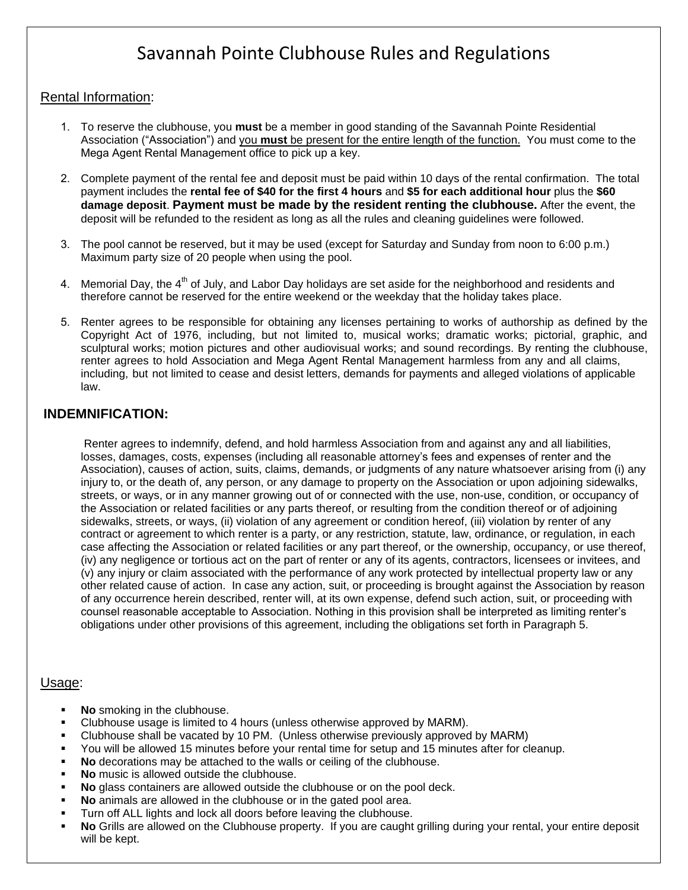# Savannah Pointe Clubhouse Rules and Regulations

## Rental Information:

1. To reserve the clubhouse, you **must** be a member in good standing of the Savannah Pointe Residential Association ("Association") and you **must** be present for the entire length of the function. You must come to the Mega Agent Rental Management office to pick up a key.

2. Complete payment of the rental fee and deposit must be paid within 10 days of the rental confirmation. The total payment includes the **rental fee of $40 for the first 4 hours** and **$5 for each additional hour** plus the **$60 damage deposit**. **Payment must be made by the resident renting the clubhouse.** After the event, the deposit will be refunded to the resident as long as all the rules and cleaning guidelines were followed.

3. The pool cannot be reserved, but it may be used (except for Saturday and Sunday from noon to 6:00 p.m.) Maximum party size of 20 people when using the pool.

4. Memorial Day, the 4th of July, and Labor Day holidays are set aside for the neighborhood and residents and therefore cannot be reserved for the entire weekend or the weekday that the holiday takes place.

5. Renter agrees to be responsible for obtaining any licenses pertaining to works of authorship as defined by the Copyright Act of 1976, including, but not limited to, musical works; dramatic works; pictorial, graphic, and sculptural works; motion pictures and other audiovisual works; and sound recordings. By renting the clubhouse, renter agrees to hold Association and Mega Agent Rental Management harmless from any and all claims, including, but not limited to cease and desist letters, demands for payments and alleged violations of applicable law.

## INDEMNIFICATION:

Renter agrees to indemnify, defend, and hold harmless Association from and against any and all liabilities, losses, damages, costs, expenses (including all reasonable attorney's fees and expenses of renter and the Association), causes of action, suits, claims, demands, or judgments of any nature whatsoever arising from (i) any injury to, or the death of, any person, or any damage to property on the Association or upon adjoining sidewalks, streets, or ways, or in any manner growing out of or connected with the use, non-use, condition, or occupancy of the Association or related facilities or any parts thereof, or resulting from the condition thereof or of adjoining sidewalks, streets, or ways, (ii) violation of any agreement or condition hereof, (iii) violation by renter of any contract or agreement to which renter is a party, or any restriction, statute, law, ordinance, or regulation, in each case affecting the Association or related facilities or any part thereof, or the ownership, occupancy, or use thereof, (iv) any negligence or tortious act on the part of renter or any of its agents, contractors, licensees or invitees, and (v) any injury or claim associated with the performance of any work protected by intellectual property law or any other related cause of action. In case any action, suit, or proceeding is brought against the Association by reason of any occurrence herein described, renter will, at its own expense, defend such action, suit, or proceeding with counsel reasonable acceptable to Association. Nothing in this provision shall be interpreted as limiting renter's obligations under other provisions of this agreement, including the obligations set forth in Paragraph 5.

## Usage:

- **No** smoking in the clubhouse.
- Clubhouse usage is limited to 4 hours (unless otherwise approved by MARM).
- Clubhouse shall be vacated by 10 PM. (Unless otherwise previously approved by MARM)
- You will be allowed 15 minutes before your rental time for setup and 15 minutes after for cleanup.
- **No** decorations may be attached to the walls or ceiling of the clubhouse.
- **No** music is allowed outside the clubhouse.
- **No** glass containers are allowed outside the clubhouse or on the pool deck.
- **No** animals are allowed in the clubhouse or in the gated pool area.
- Turn off ALL lights and lock all doors before leaving the clubhouse.
- **No** Grills are allowed on the Clubhouse property. If you are caught grilling during your rental, your entire deposit will be kept.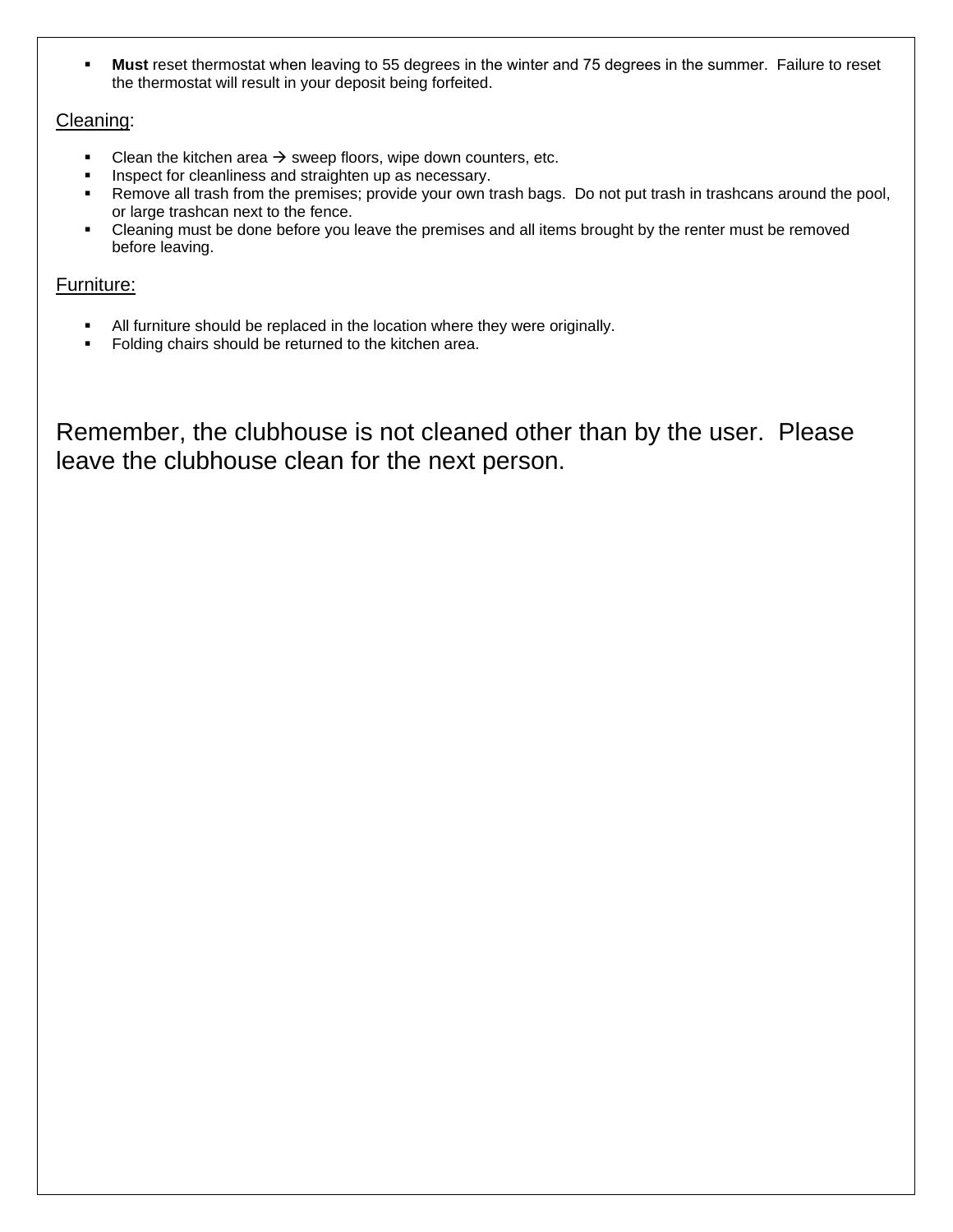- **Must** reset thermostat when leaving to 55 degrees in the winter and 75 degrees in the summer. Failure to reset the thermostat will result in your deposit being forfeited.

<u>Cleaning</u>:

- Clean the kitchen area → sweep floors, wipe down counters, etc.
- Inspect for cleanliness and straighten up as necessary.
- Remove all trash from the premises; provide your own trash bags. Do not put trash in trashcans around the pool, or large trashcan next to the fence.
- Cleaning must be done before you leave the premises and all items brought by the renter must be removed before leaving.

<u>Furniture:</u>

- All furniture should be replaced in the location where they were originally.
- Folding chairs should be returned to the kitchen area.

Remember, the clubhouse is not cleaned other than by the user. Please leave the clubhouse clean for the next person.